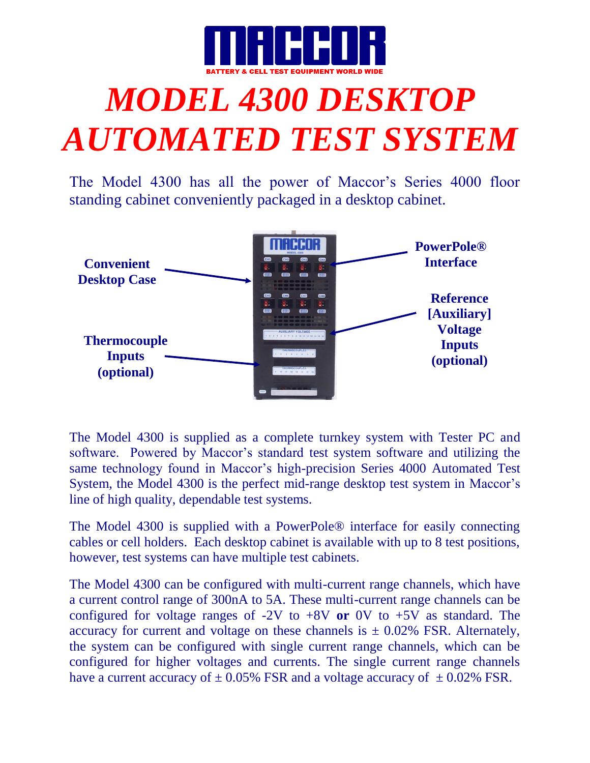MACCOR

BATTERY & CELL TEST EQUIPMENT WORLD WIDE

# *MODEL 4300 DESKTOP AUTOMATED TEST SYSTEM*

The Model 4300 has all the power of Maccor's Series 4000 floor standing cabinet conveniently packaged in a desktop cabinet.

**Convenient Desktop Case**

**PowerPole® Interface**

**Reference [Auxiliary] Voltage Inputs (optional)**

**Thermocouple Inputs (optional)**

The Model 4300 is supplied as a complete turnkey system with Tester PC and software. Powered by Maccor's standard test system software and utilizing the same technology found in Maccor's high-precision Series 4000 Automated Test System, the Model 4300 is the perfect mid-range desktop test system in Maccor's line of high quality, dependable test systems.

The Model 4300 is supplied with a PowerPole® interface for easily connecting cables or cell holders. Each desktop cabinet is available with up to 8 test positions, however, test systems can have multiple test cabinets.

The Model 4300 can be configured with multi-current range channels, which have a current control range of 300nA to 5A. These multi-current range channels can be configured for voltage ranges of -2V to +8V **or** 0V to +5V as standard. The accuracy for current and voltage on these channels is ± 0.02% FSR. Alternately, the system can be configured with single current range channels, which can be configured for higher voltages and currents. The single current range channels have a current accuracy of ± 0.05% FSR and a voltage accuracy of ± 0.02% FSR.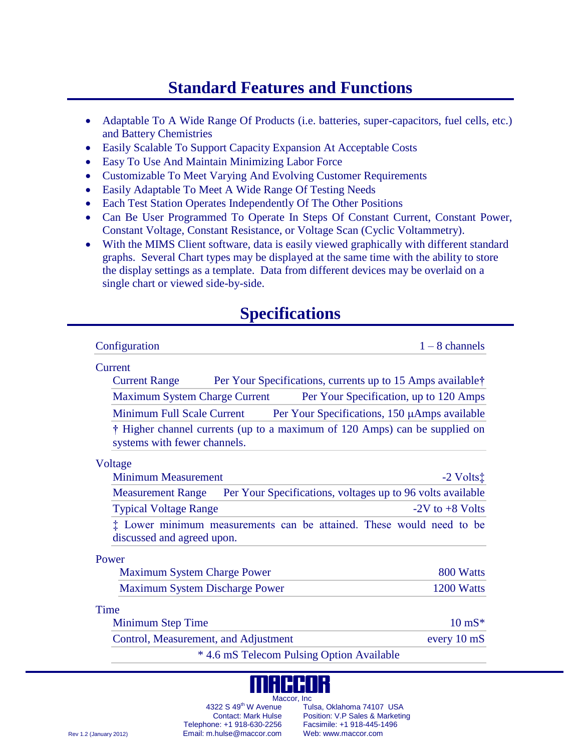# Standard Features and Functions

- Adaptable To A Wide Range Of Products (i.e. batteries, super-capacitors, fuel cells, etc.) and Battery Chemistries
- Easily Scalable To Support Capacity Expansion At Acceptable Costs
- Easy To Use And Maintain Minimizing Labor Force
- Customizable To Meet Varying And Evolving Customer Requirements
- Easily Adaptable To Meet A Wide Range Of Testing Needs
- Each Test Station Operates Independently Of The Other Positions
- Can Be User Programmed To Operate In Steps Of Constant Current, Constant Power, Constant Voltage, Constant Resistance, or Voltage Scan (Cyclic Voltammetry).
- With the MIMS Client software, data is easily viewed graphically with different standard graphs. Several Chart types may be displayed at the same time with the ability to store the display settings as a template. Data from different devices may be overlaid on a single chart or viewed side-by-side.

# Specifications

| | |
|---|---|
| Configuration | 1 – 8 channels |
| **Current** | |
| Current Range | Per Your Specifications, currents up to 15 Amps available† |
| Maximum System Charge Current | Per Your Specification, up to 120 Amps |
| Minimum Full Scale Current | Per Your Specifications, 150 µAmps available |
| † Higher channel currents (up to a maximum of 120 Amps) can be supplied on systems with fewer channels. | |
| **Voltage** | |
| Minimum Measurement | -2 Volts‡ |
| Measurement Range | Per Your Specifications, voltages up to 96 volts available |
| Typical Voltage Range | -2V to +8 Volts |
| ‡ Lower minimum measurements can be attained. These would need to be discussed and agreed upon. | |
| **Power** | |
| Maximum System Charge Power | 800 Watts |
| Maximum System Discharge Power | 1200 Watts |
| **Time** | |
| Minimum Step Time | 10 mS* |
| Control, Measurement, and Adjustment | every 10 mS |
| * 4.6 mS Telecom Pulsing Option Available | |

MACCOR

Maccor, Inc

4322 S 49th W Avenue — Tulsa, Oklahoma 74107 USA

Contact: Mark Hulse — Position: V.P Sales & Marketing

Telephone: +1 918-630-2256 — Facsimile: +1 918-445-1496

Email: m.hulse@maccor.com — Web: www.maccor.com

Rev 1.2 (January 2012)